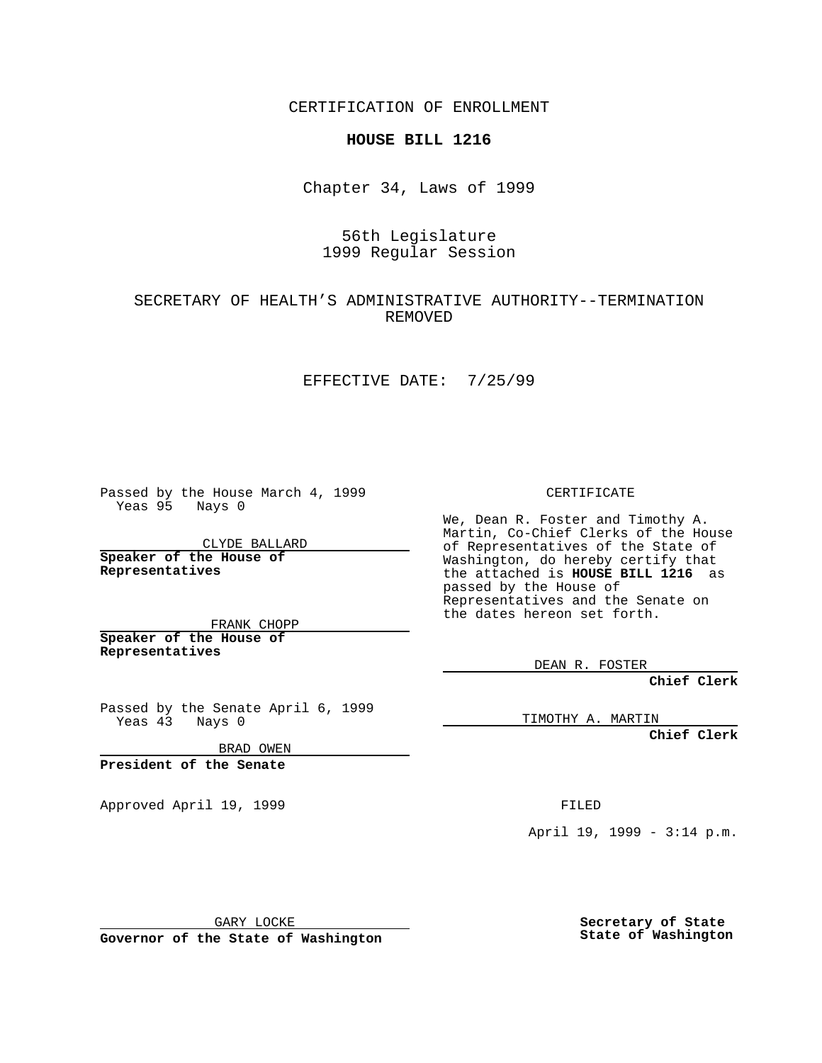CERTIFICATION OF ENROLLMENT

**HOUSE BILL 1216**

Chapter 34, Laws of 1999

56th Legislature
1999 Regular Session

SECRETARY OF HEALTH'S ADMINISTRATIVE AUTHORITY--TERMINATION REMOVED

EFFECTIVE DATE: 7/25/99

Passed by the House March 4, 1999
Yeas 95 Nays 0

CLYDE BALLARD
**Speaker of the House of Representatives**

FRANK CHOPP
**Speaker of the House of Representatives**

Passed by the Senate April 6, 1999
Yeas 43 Nays 0

BRAD OWEN
**President of the Senate**

Approved April 19, 1999

GARY LOCKE
**Governor of the State of Washington**

CERTIFICATE

We, Dean R. Foster and Timothy A. Martin, Co-Chief Clerks of the House of Representatives of the State of Washington, do hereby certify that the attached is **HOUSE BILL 1216** as passed by the House of Representatives and the Senate on the dates hereon set forth.

DEAN R. FOSTER
**Chief Clerk**

TIMOTHY A. MARTIN
**Chief Clerk**

FILED

April 19, 1999 - 3:14 p.m.

**Secretary of State**
**State of Washington**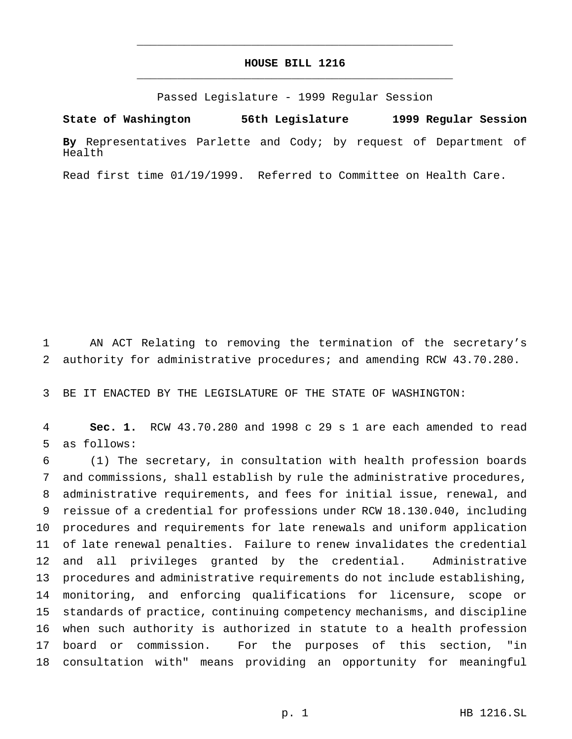# HOUSE BILL 1216

Passed Legislature - 1999 Regular Session

**State of Washington 56th Legislature 1999 Regular Session**

**By** Representatives Parlette and Cody; by request of Department of Health

Read first time 01/19/1999. Referred to Committee on Health Care.

AN ACT Relating to removing the termination of the secretary's authority for administrative procedures; and amending RCW 43.70.280.

BE IT ENACTED BY THE LEGISLATURE OF THE STATE OF WASHINGTON:

**Sec. 1.** RCW 43.70.280 and 1998 c 29 s 1 are each amended to read as follows:

(1) The secretary, in consultation with health profession boards and commissions, shall establish by rule the administrative procedures, administrative requirements, and fees for initial issue, renewal, and reissue of a credential for professions under RCW 18.130.040, including procedures and requirements for late renewals and uniform application of late renewal penalties. Failure to renew invalidates the credential and all privileges granted by the credential. Administrative procedures and administrative requirements do not include establishing, monitoring, and enforcing qualifications for licensure, scope or standards of practice, continuing competency mechanisms, and discipline when such authority is authorized in statute to a health profession board or commission. For the purposes of this section, "in consultation with" means providing an opportunity for meaningful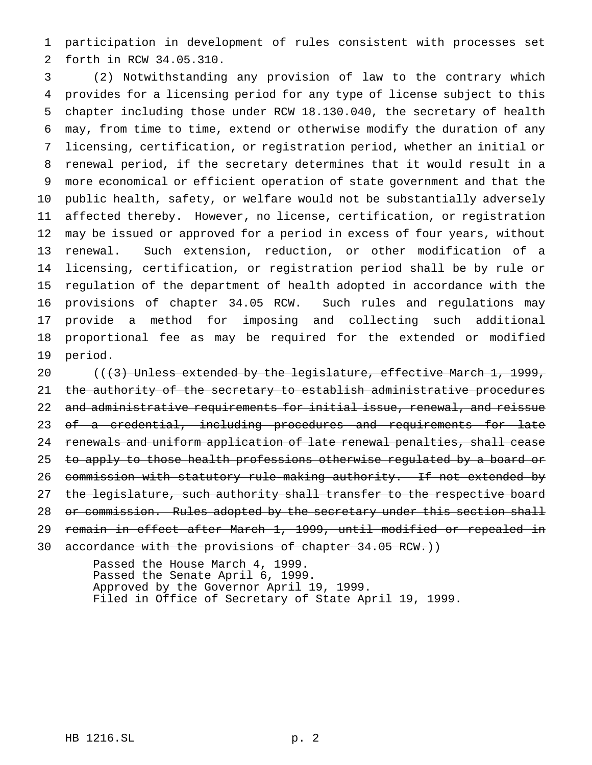participation in development of rules consistent with processes set forth in RCW 34.05.310.

(2) Notwithstanding any provision of law to the contrary which provides for a licensing period for any type of license subject to this chapter including those under RCW 18.130.040, the secretary of health may, from time to time, extend or otherwise modify the duration of any licensing, certification, or registration period, whether an initial or renewal period, if the secretary determines that it would result in a more economical or efficient operation of state government and that the public health, safety, or welfare would not be substantially adversely affected thereby. However, no license, certification, or registration may be issued or approved for a period in excess of four years, without renewal. Such extension, reduction, or other modification of a licensing, certification, or registration period shall be by rule or regulation of the department of health adopted in accordance with the provisions of chapter 34.05 RCW. Such rules and regulations may provide a method for imposing and collecting such additional proportional fee as may be required for the extended or modified period.

((~~(3) Unless extended by the legislature, effective March 1, 1999, the authority of the secretary to establish administrative procedures and administrative requirements for initial issue, renewal, and reissue of a credential, including procedures and requirements for late renewals and uniform application of late renewal penalties, shall cease to apply to those health professions otherwise regulated by a board or commission with statutory rule-making authority. If not extended by the legislature, such authority shall transfer to the respective board or commission. Rules adopted by the secretary under this section shall remain in effect after March 1, 1999, until modified or repealed in accordance with the provisions of chapter 34.05 RCW.~~))

Passed the House March 4, 1999.
Passed the Senate April 6, 1999.
Approved by the Governor April 19, 1999.
Filed in Office of Secretary of State April 19, 1999.